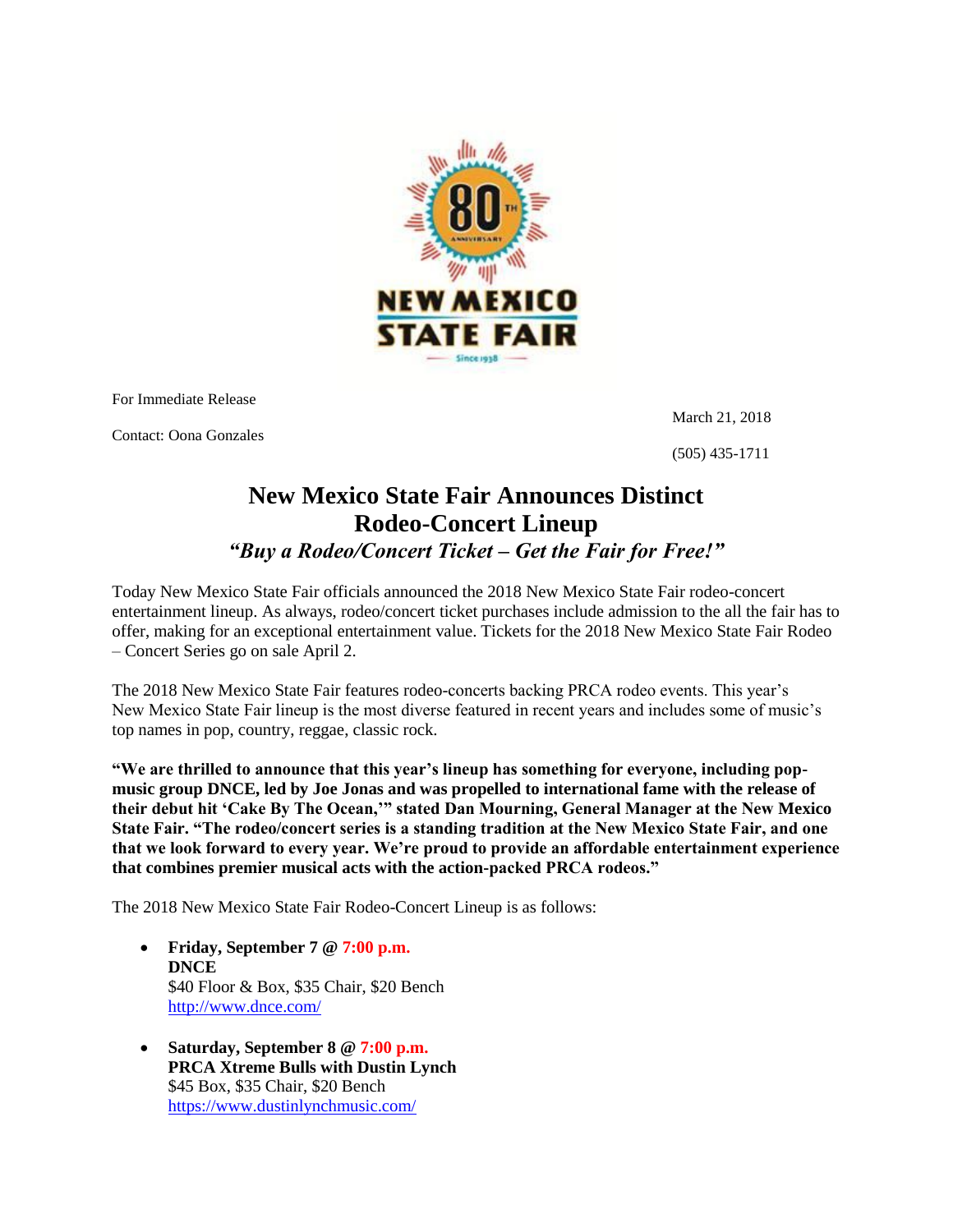NEW MEXICO STATE FAIR

80th Anniversary

Since 1938

For Immediate Release

March 21, 2018

Contact: Oona Gonzales

(505) 435-1711

# New Mexico State Fair Announces Distinct Rodeo-Concert Lineup

***"Buy a Rodeo/Concert Ticket – Get the Fair for Free!"***

Today New Mexico State Fair officials announced the 2018 New Mexico State Fair rodeo-concert entertainment lineup. As always, rodeo/concert ticket purchases include admission to the all the fair has to offer, making for an exceptional entertainment value. Tickets for the 2018 New Mexico State Fair Rodeo – Concert Series go on sale April 2.

The 2018 New Mexico State Fair features rodeo-concerts backing PRCA rodeo events. This year's New Mexico State Fair lineup is the most diverse featured in recent years and includes some of music's top names in pop, country, reggae, classic rock.

**"We are thrilled to announce that this year's lineup has something for everyone, including pop-music group DNCE, led by Joe Jonas and was propelled to international fame with the release of their debut hit 'Cake By The Ocean,'" stated Dan Mourning, General Manager at the New Mexico State Fair. "The rodeo/concert series is a standing tradition at the New Mexico State Fair, and one that we look forward to every year. We're proud to provide an affordable entertainment experience that combines premier musical acts with the action-packed PRCA rodeos."**

The 2018 New Mexico State Fair Rodeo-Concert Lineup is as follows:

- **Friday, September 7 @ 7:00 p.m.**
  **DNCE**
  $40 Floor & Box, $35 Chair, $20 Bench
  http://www.dnce.com/

- **Saturday, September 8 @ 7:00 p.m.**
  **PRCA Xtreme Bulls with Dustin Lynch**
  $45 Box, $35 Chair, $20 Bench
  https://www.dustinlynchmusic.com/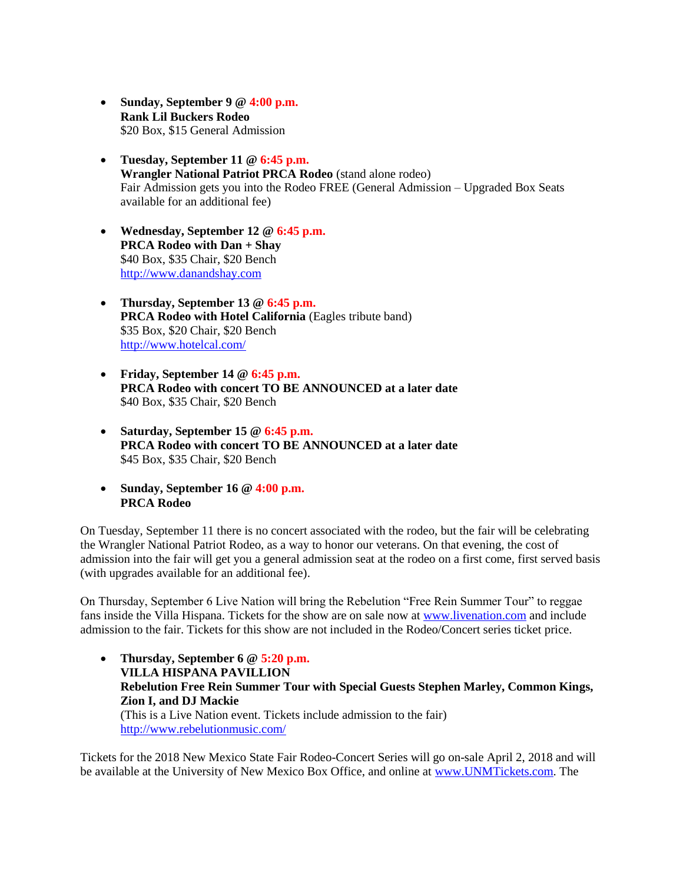- **Sunday, September 9 @ 4:00 p.m.**
  **Rank Lil Buckers Rodeo**
  $20 Box, $15 General Admission

- **Tuesday, September 11 @ 6:45 p.m.**
  **Wrangler National Patriot PRCA Rodeo** (stand alone rodeo)
  Fair Admission gets you into the Rodeo FREE (General Admission – Upgraded Box Seats available for an additional fee)

- **Wednesday, September 12 @ 6:45 p.m.**
  **PRCA Rodeo with Dan + Shay**
  $40 Box, $35 Chair, $20 Bench
  [http://www.danandshay.com](http://www.danandshay.com)

- **Thursday, September 13 @ 6:45 p.m.**
  **PRCA Rodeo with Hotel California** (Eagles tribute band)
  $35 Box, $20 Chair, $20 Bench
  [http://www.hotelcal.com/](http://www.hotelcal.com/)

- **Friday, September 14 @ 6:45 p.m.**
  **PRCA Rodeo with concert TO BE ANNOUNCED at a later date**
  $40 Box, $35 Chair, $20 Bench

- **Saturday, September 15 @ 6:45 p.m.**
  **PRCA Rodeo with concert TO BE ANNOUNCED at a later date**
  $45 Box, $35 Chair, $20 Bench

- **Sunday, September 16 @ 4:00 p.m.**
  **PRCA Rodeo**

On Tuesday, September 11 there is no concert associated with the rodeo, but the fair will be celebrating the Wrangler National Patriot Rodeo, as a way to honor our veterans. On that evening, the cost of admission into the fair will get you a general admission seat at the rodeo on a first come, first served basis (with upgrades available for an additional fee).

On Thursday, September 6 Live Nation will bring the Rebelution "Free Rein Summer Tour" to reggae fans inside the Villa Hispana. Tickets for the show are on sale now at [www.livenation.com](http://www.livenation.com) and include admission to the fair. Tickets for this show are not included in the Rodeo/Concert series ticket price.

- **Thursday, September 6 @ 5:20 p.m.**
  **VILLA HISPANA PAVILLION**
  **Rebelution Free Rein Summer Tour with Special Guests Stephen Marley, Common Kings, Zion I, and DJ Mackie**
  (This is a Live Nation event. Tickets include admission to the fair)
  [http://www.rebelutionmusic.com/](http://www.rebelutionmusic.com/)

Tickets for the 2018 New Mexico State Fair Rodeo-Concert Series will go on-sale April 2, 2018 and will be available at the University of New Mexico Box Office, and online at [www.UNMTickets.com](http://www.UNMTickets.com). The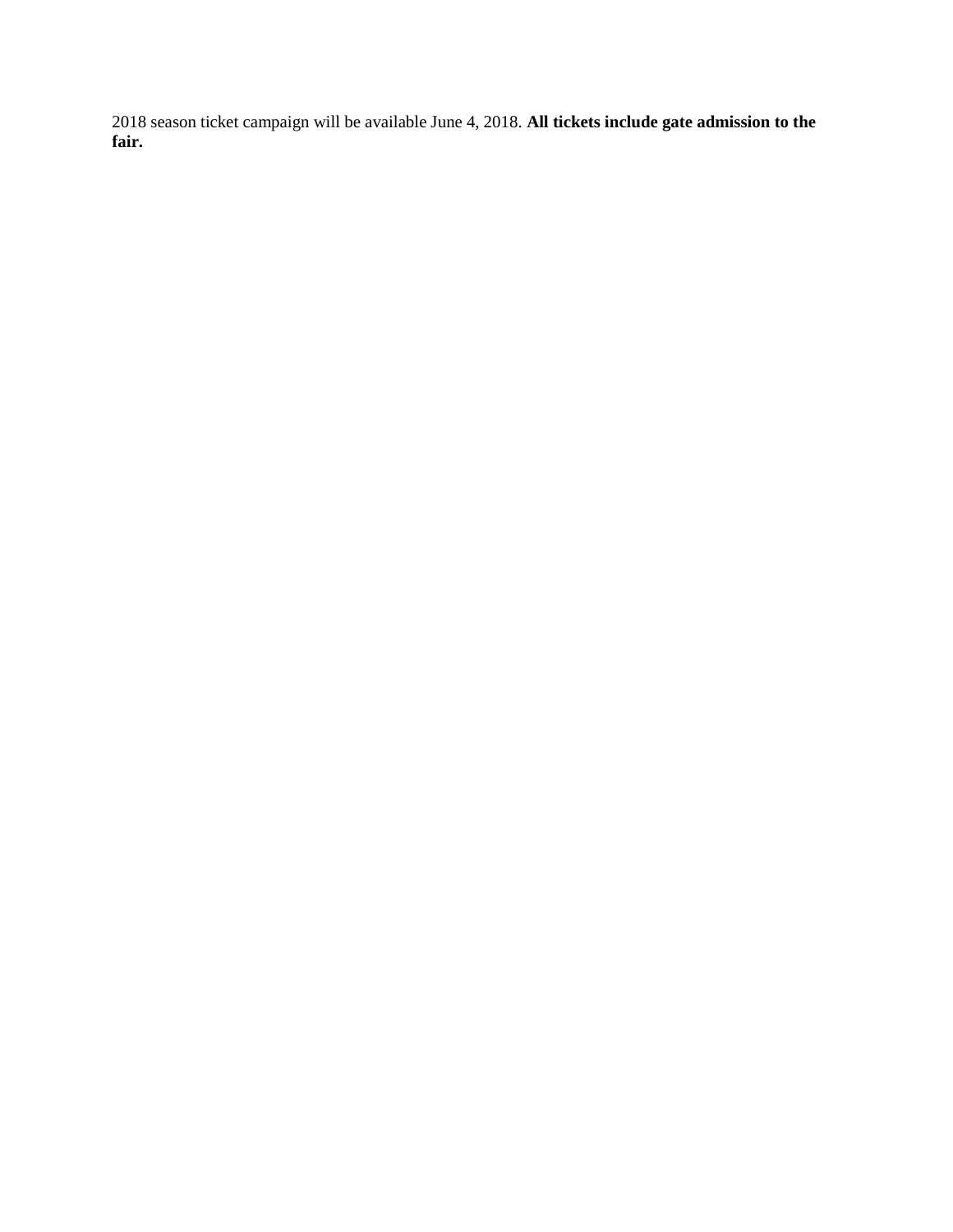2018 season ticket campaign will be available June 4, 2018. **All tickets include gate admission to the fair.**